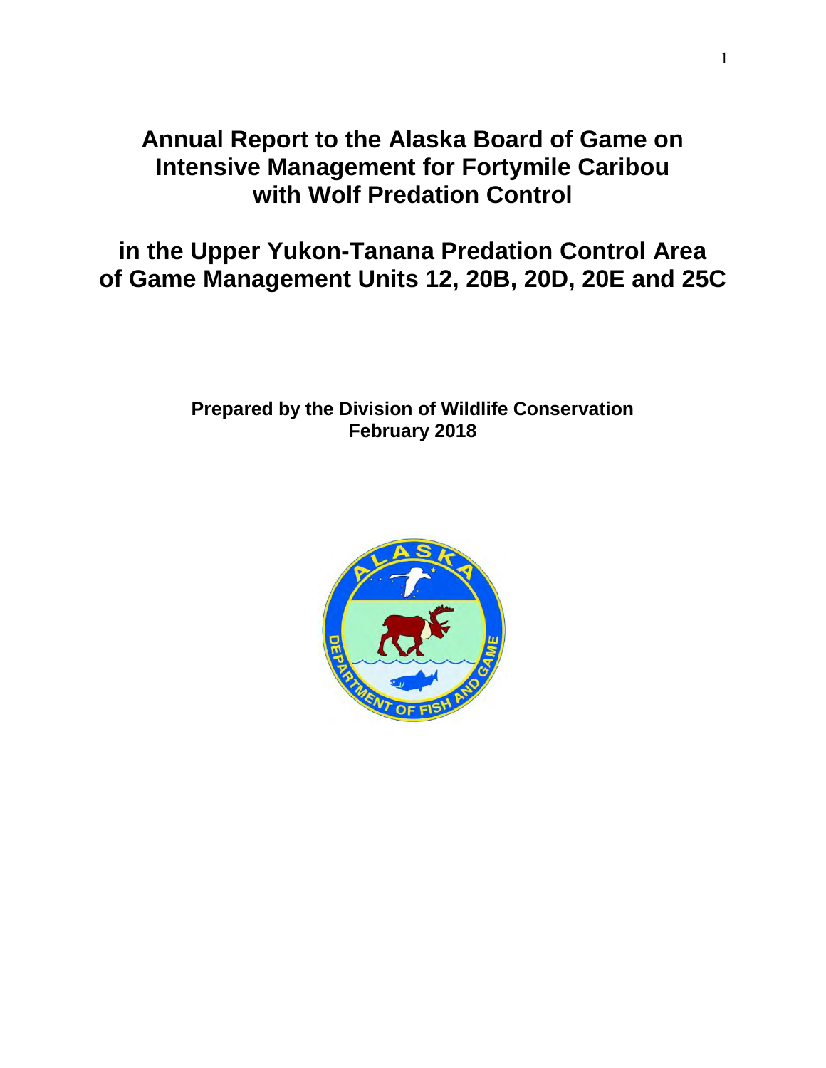# Annual Report to the Alaska Board of Game on Intensive Management for Fortymile Caribou with Wolf Predation Control

# in the Upper Yukon-Tanana Predation Control Area of Game Management Units 12, 20B, 20D, 20E and 25C

**Prepared by the Division of Wildlife Conservation**
**February 2018**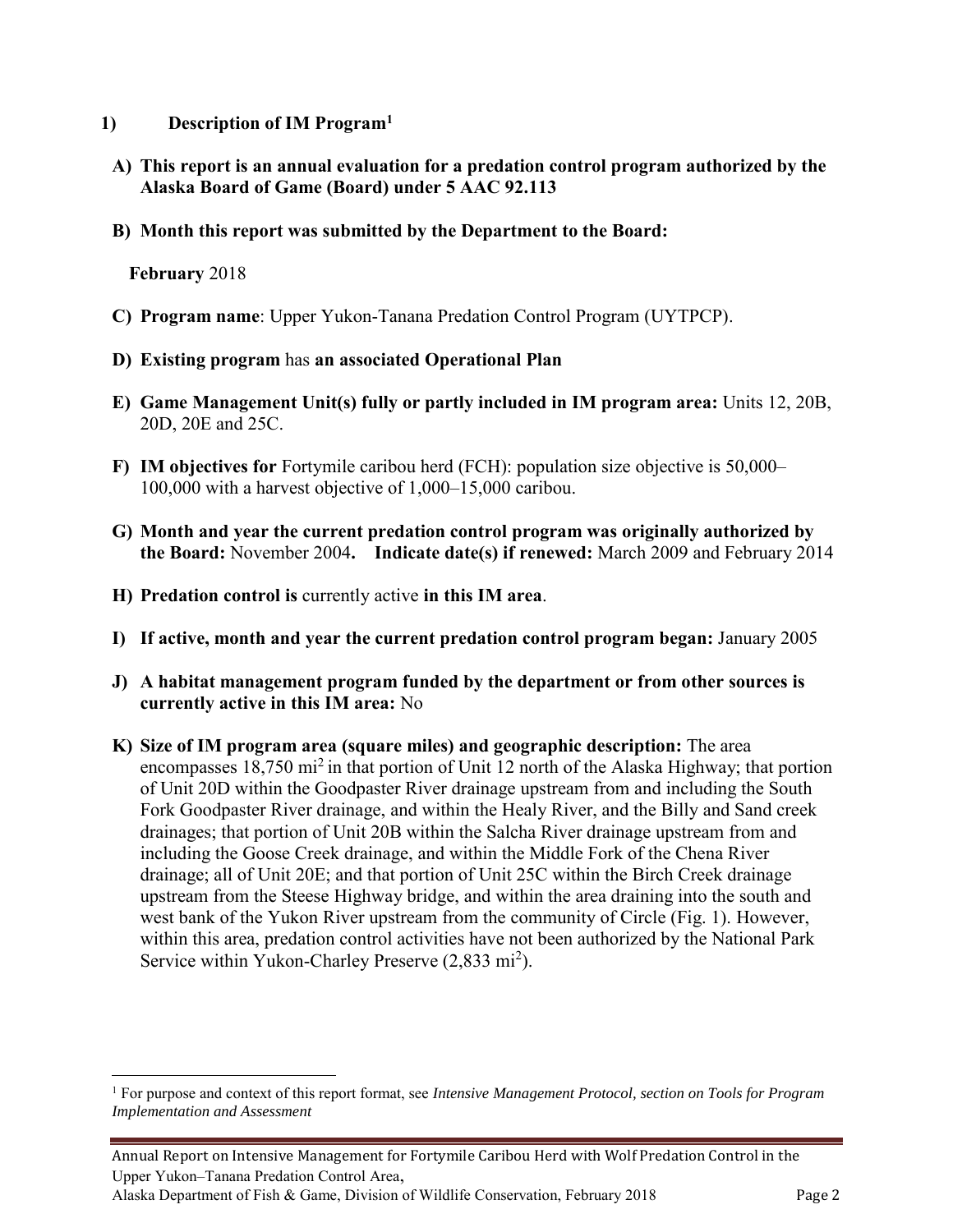## 1) Description of IM Program[1]

**A) This report is an annual evaluation for a predation control program authorized by the Alaska Board of Game (Board) under 5 AAC 92.113**

**B) Month this report was submitted by the Department to the Board:**

**February** 2018

**C) Program name**: Upper Yukon-Tanana Predation Control Program (UYTPCP).

**D) Existing program** has **an associated Operational Plan**

**E) Game Management Unit(s) fully or partly included in IM program area:** Units 12, 20B, 20D, 20E and 25C.

**F) IM objectives for** Fortymile caribou herd (FCH): population size objective is 50,000–100,000 with a harvest objective of 1,000–15,000 caribou.

**G) Month and year the current predation control program was originally authorized by the Board:** November 2004**. Indicate date(s) if renewed:** March 2009 and February 2014

**H) Predation control is** currently active **in this IM area**.

**I) If active, month and year the current predation control program began:** January 2005

**J) A habitat management program funded by the department or from other sources is currently active in this IM area:** No

**K) Size of IM program area (square miles) and geographic description:** The area encompasses 18,750 $mi^2$ in that portion of Unit 12 north of the Alaska Highway; that portion of Unit 20D within the Goodpaster River drainage upstream from and including the South Fork Goodpaster River drainage, and within the Healy River, and the Billy and Sand creek drainages; that portion of Unit 20B within the Salcha River drainage upstream from and including the Goose Creek drainage, and within the Middle Fork of the Chena River drainage; all of Unit 20E; and that portion of Unit 25C within the Birch Creek drainage upstream from the Steese Highway bridge, and within the area draining into the south and west bank of the Yukon River upstream from the community of Circle (Fig. 1). However, within this area, predation control activities have not been authorized by the National Park Service within Yukon-Charley Preserve (2,833 $mi^2$).

[1] For purpose and context of this report format, see *Intensive Management Protocol, section on Tools for Program Implementation and Assessment*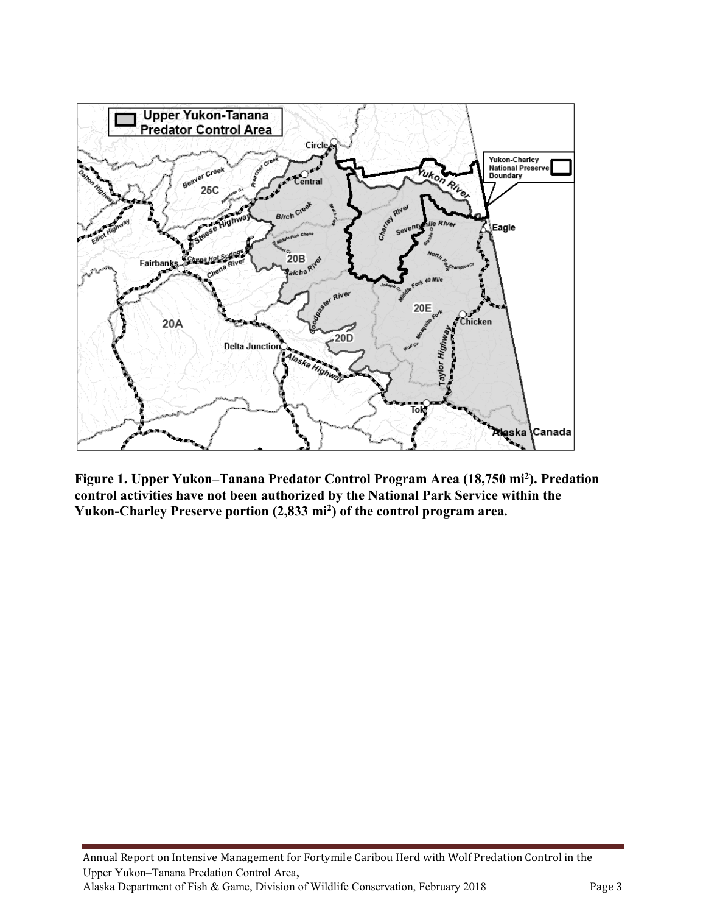**Figure 1. Upper Yukon–Tanana Predator Control Program Area (18,750 mi$^2$). Predation control activities have not been authorized by the National Park Service within the Yukon-Charley Preserve portion (2,833 mi$^2$) of the control program area.**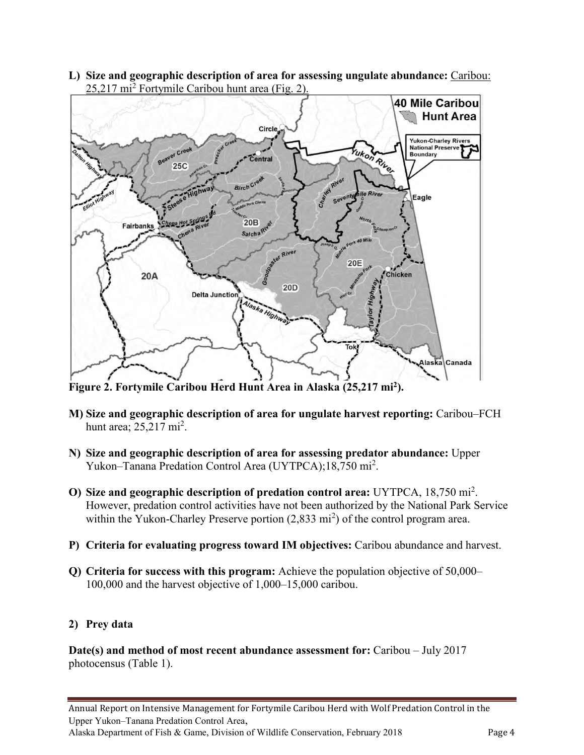**L) Size and geographic description of area for assessing ungulate abundance:** Caribou: 25,217 $mi^2$ Fortymile Caribou hunt area (Fig. 2).

**Figure 2. Fortymile Caribou Herd Hunt Area in Alaska (25,217 $mi^2$).**

**M) Size and geographic description of area for ungulate harvest reporting:** Caribou–FCH hunt area; 25,217 $mi^2$.

**N) Size and geographic description of area for assessing predator abundance:** Upper Yukon–Tanana Predation Control Area (UYTPCA);18,750 $mi^2$.

**O) Size and geographic description of predation control area:** UYTPCA, 18,750 $mi^2$. However, predation control activities have not been authorized by the National Park Service within the Yukon-Charley Preserve portion (2,833 $mi^2$) of the control program area.

**P) Criteria for evaluating progress toward IM objectives:** Caribou abundance and harvest.

**Q) Criteria for success with this program:** Achieve the population objective of 50,000–100,000 and the harvest objective of 1,000–15,000 caribou.

**2) Prey data**

**Date(s) and method of most recent abundance assessment for:** Caribou – July 2017 photocensus (Table 1).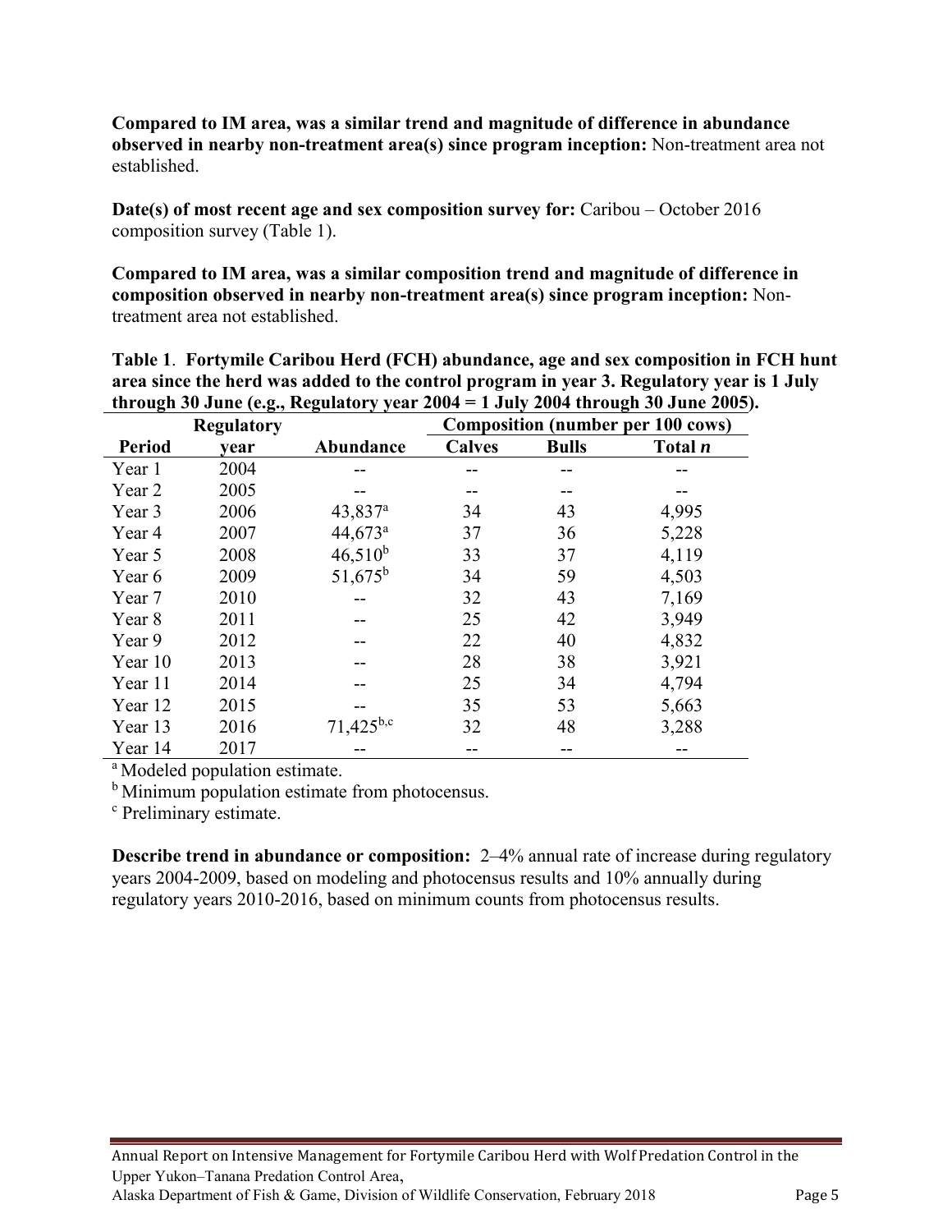**Compared to IM area, was a similar trend and magnitude of difference in abundance observed in nearby non-treatment area(s) since program inception:** Non-treatment area not established.

**Date(s) of most recent age and sex composition survey for:** Caribou – October 2016 composition survey (Table 1).

**Compared to IM area, was a similar composition trend and magnitude of difference in composition observed in nearby non-treatment area(s) since program inception:** Non-treatment area not established.

**Table 1**. **Fortymile Caribou Herd (FCH) abundance, age and sex composition in FCH hunt area since the herd was added to the control program in year 3. Regulatory year is 1 July through 30 June (e.g., Regulatory year 2004 = 1 July 2004 through 30 June 2005).**

| | Regulatory | | Composition (number per 100 cows) | | |
|---|---|---|---|---|---|
| **Period** | **year** | **Abundance** | **Calves** | **Bulls** | **Total *n*** |
| Year 1 | 2004 | -- | -- | -- | -- |
| Year 2 | 2005 | -- | -- | -- | -- |
| Year 3 | 2006 | 43,837[a] | 34 | 43 | 4,995 |
| Year 4 | 2007 | 44,673[a] | 37 | 36 | 5,228 |
| Year 5 | 2008 | 46,510[b] | 33 | 37 | 4,119 |
| Year 6 | 2009 | 51,675[b] | 34 | 59 | 4,503 |
| Year 7 | 2010 | -- | 32 | 43 | 7,169 |
| Year 8 | 2011 | -- | 25 | 42 | 3,949 |
| Year 9 | 2012 | -- | 22 | 40 | 4,832 |
| Year 10 | 2013 | -- | 28 | 38 | 3,921 |
| Year 11 | 2014 | -- | 25 | 34 | 4,794 |
| Year 12 | 2015 | -- | 35 | 53 | 5,663 |
| Year 13 | 2016 | 71,425[b,c] | 32 | 48 | 3,288 |
| Year 14 | 2017 | -- | -- | -- | -- |

[a] Modeled population estimate.
[b] Minimum population estimate from photocensus.
[c] Preliminary estimate.

**Describe trend in abundance or composition:** 2–4% annual rate of increase during regulatory years 2004-2009, based on modeling and photocensus results and 10% annually during regulatory years 2010-2016, based on minimum counts from photocensus results.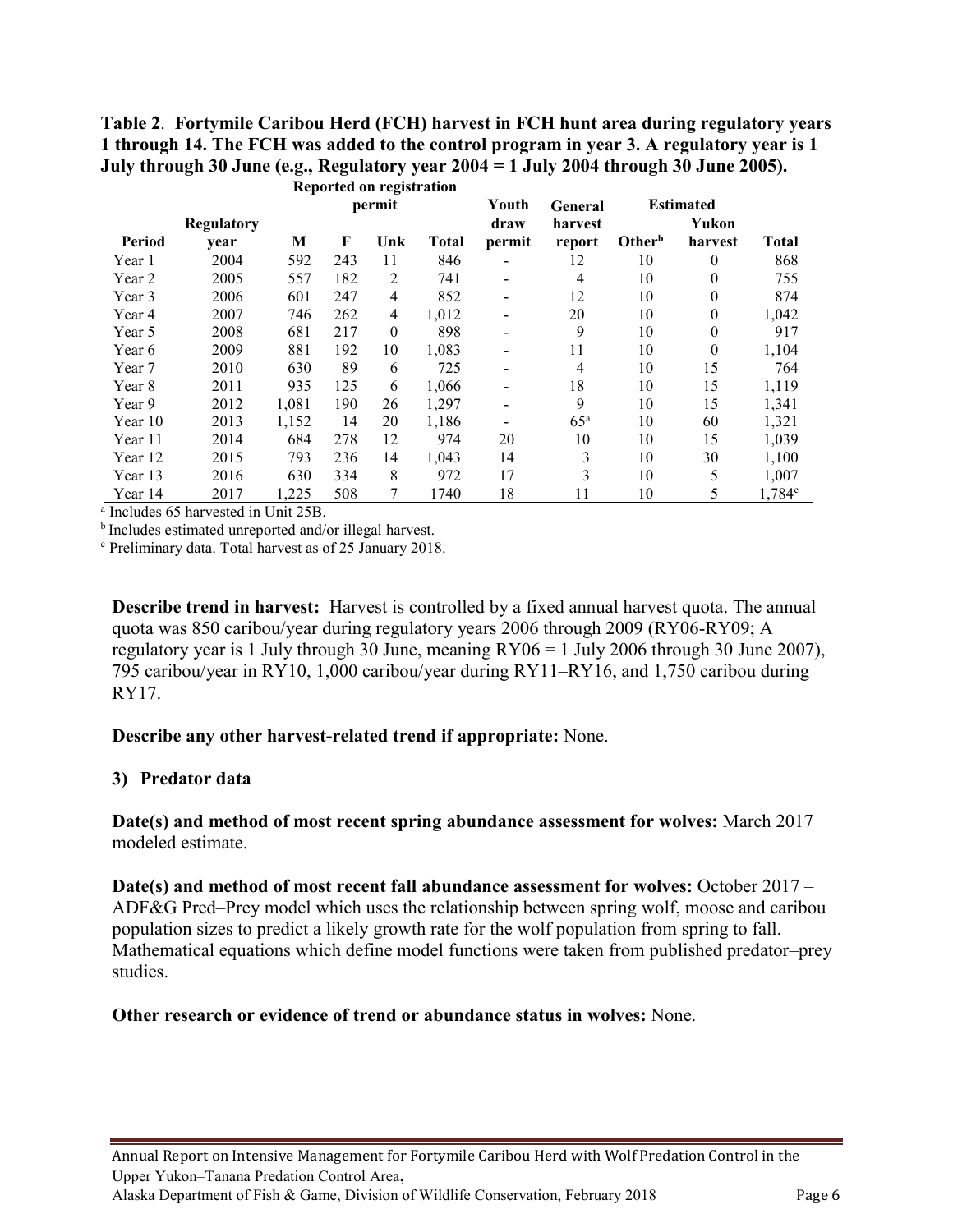**Table 2**. **Fortymile Caribou Herd (FCH) harvest in FCH hunt area during regulatory years 1 through 14. The FCH was added to the control program in year 3. A regulatory year is 1 July through 30 June (e.g., Regulatory year 2004 = 1 July 2004 through 30 June 2005).**

| | | Reported on registration permit | | | | Youth | General | Estimated | | |
|---|---|---|---|---|---|---|---|---|---|---|
| Period | Regulatory year | M | F | Unk | Total | draw permit | harvest report | Other[b] | Yukon harvest | Total |
| Year 1 | 2004 | 592 | 243 | 11 | 846 | - | 12 | 10 | 0 | 868 |
| Year 2 | 2005 | 557 | 182 | 2 | 741 | - | 4 | 10 | 0 | 755 |
| Year 3 | 2006 | 601 | 247 | 4 | 852 | - | 12 | 10 | 0 | 874 |
| Year 4 | 2007 | 746 | 262 | 4 | 1,012 | - | 20 | 10 | 0 | 1,042 |
| Year 5 | 2008 | 681 | 217 | 0 | 898 | - | 9 | 10 | 0 | 917 |
| Year 6 | 2009 | 881 | 192 | 10 | 1,083 | - | 11 | 10 | 0 | 1,104 |
| Year 7 | 2010 | 630 | 89 | 6 | 725 | - | 4 | 10 | 15 | 764 |
| Year 8 | 2011 | 935 | 125 | 6 | 1,066 | - | 18 | 10 | 15 | 1,119 |
| Year 9 | 2012 | 1,081 | 190 | 26 | 1,297 | - | 9 | 10 | 15 | 1,341 |
| Year 10 | 2013 | 1,152 | 14 | 20 | 1,186 | - | 65[a] | 10 | 60 | 1,321 |
| Year 11 | 2014 | 684 | 278 | 12 | 974 | 20 | 10 | 10 | 15 | 1,039 |
| Year 12 | 2015 | 793 | 236 | 14 | 1,043 | 14 | 3 | 10 | 30 | 1,100 |
| Year 13 | 2016 | 630 | 334 | 8 | 972 | 17 | 3 | 10 | 5 | 1,007 |
| Year 14 | 2017 | 1,225 | 508 | 7 | 1740 | 18 | 11 | 10 | 5 | 1,784[c] |

[a] Includes 65 harvested in Unit 25B.

[b] Includes estimated unreported and/or illegal harvest.

[c] Preliminary data. Total harvest as of 25 January 2018.

**Describe trend in harvest:** Harvest is controlled by a fixed annual harvest quota. The annual quota was 850 caribou/year during regulatory years 2006 through 2009 (RY06-RY09; A regulatory year is 1 July through 30 June, meaning RY06 = 1 July 2006 through 30 June 2007), 795 caribou/year in RY10, 1,000 caribou/year during RY11–RY16, and 1,750 caribou during RY17.

**Describe any other harvest-related trend if appropriate:** None.

### 3) Predator data

**Date(s) and method of most recent spring abundance assessment for wolves:** March 2017 modeled estimate.

**Date(s) and method of most recent fall abundance assessment for wolves:** October 2017 – ADF&G Pred–Prey model which uses the relationship between spring wolf, moose and caribou population sizes to predict a likely growth rate for the wolf population from spring to fall. Mathematical equations which define model functions were taken from published predator–prey studies.

**Other research or evidence of trend or abundance status in wolves:** None.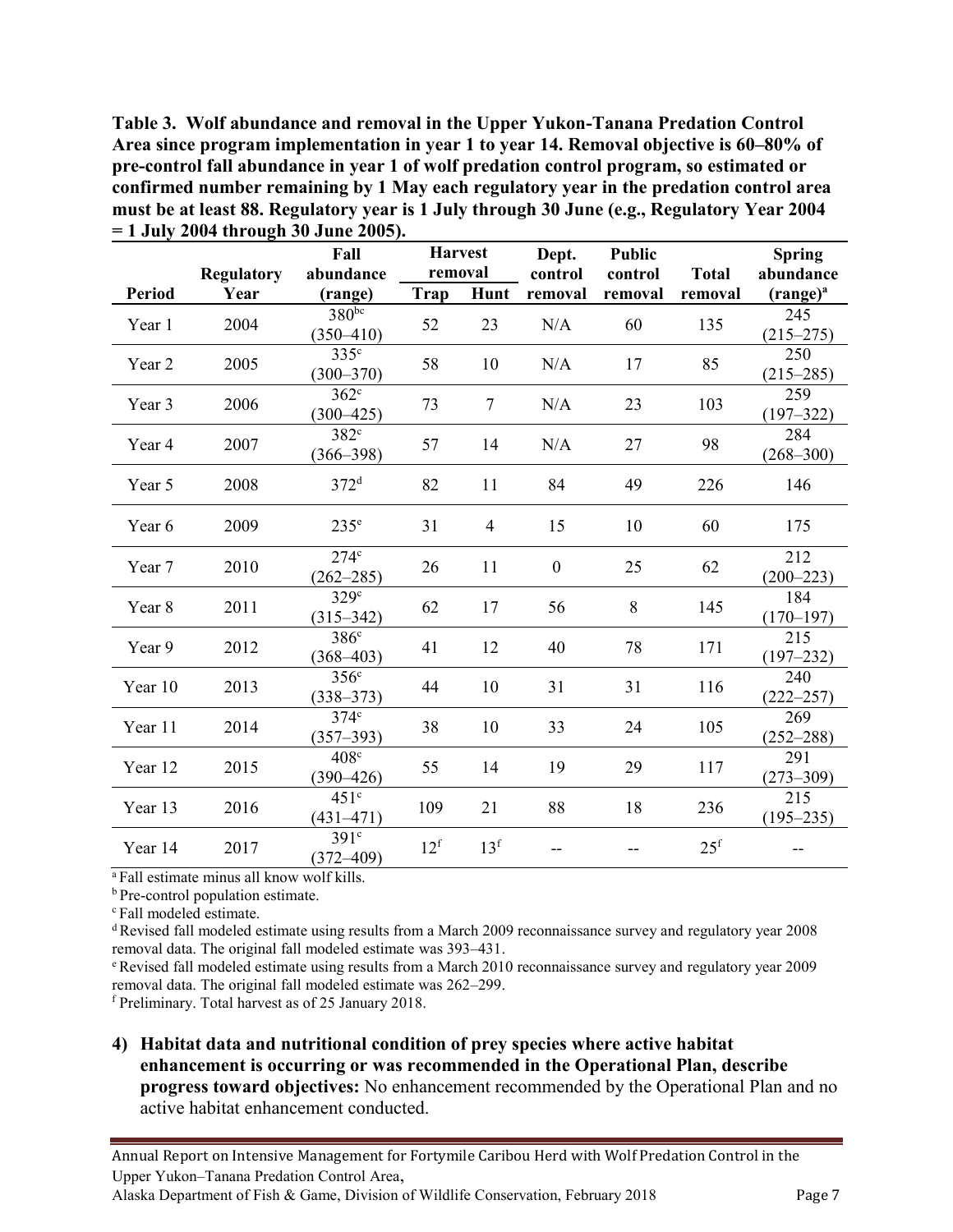**Table 3. Wolf abundance and removal in the Upper Yukon-Tanana Predation Control Area since program implementation in year 1 to year 14. Removal objective is 60–80% of pre-control fall abundance in year 1 of wolf predation control program, so estimated or confirmed number remaining by 1 May each regulatory year in the predation control area must be at least 88. Regulatory year is 1 July through 30 June (e.g., Regulatory Year 2004 = 1 July 2004 through 30 June 2005).**

| Period | Regulatory Year | Fall abundance (range) | Harvest removal | | Dept. control removal | Public control removal | Total removal | Spring abundance (range)[a] |
|---|---|---|---|---|---|---|---|---|
| | | | Trap | Hunt | | | | |
| Year 1 | 2004 | 380[bc] (350–410) | 52 | 23 | N/A | 60 | 135 | 245 (215–275) |
| Year 2 | 2005 | 335[c] (300–370) | 58 | 10 | N/A | 17 | 85 | 250 (215–285) |
| Year 3 | 2006 | 362[c] (300–425) | 73 | 7 | N/A | 23 | 103 | 259 (197–322) |
| Year 4 | 2007 | 382[c] (366–398) | 57 | 14 | N/A | 27 | 98 | 284 (268–300) |
| Year 5 | 2008 | 372[d] | 82 | 11 | 84 | 49 | 226 | 146 |
| Year 6 | 2009 | 235[e] | 31 | 4 | 15 | 10 | 60 | 175 |
| Year 7 | 2010 | 274[c] (262–285) | 26 | 11 | 0 | 25 | 62 | 212 (200–223) |
| Year 8 | 2011 | 329[c] (315–342) | 62 | 17 | 56 | 8 | 145 | 184 (170–197) |
| Year 9 | 2012 | 386[c] (368–403) | 41 | 12 | 40 | 78 | 171 | 215 (197–232) |
| Year 10 | 2013 | 356[c] (338–373) | 44 | 10 | 31 | 31 | 116 | 240 (222–257) |
| Year 11 | 2014 | 374[c] (357–393) | 38 | 10 | 33 | 24 | 105 | 269 (252–288) |
| Year 12 | 2015 | 408[c] (390–426) | 55 | 14 | 19 | 29 | 117 | 291 (273–309) |
| Year 13 | 2016 | 451[c] (431–471) | 109 | 21 | 88 | 18 | 236 | 215 (195–235) |
| Year 14 | 2017 | 391[c] (372–409) | 12[f] | 13[f] | -- | -- | 25[f] | -- |

[a] Fall estimate minus all know wolf kills.
[b] Pre-control population estimate.
[c] Fall modeled estimate.
[d] Revised fall modeled estimate using results from a March 2009 reconnaissance survey and regulatory year 2008 removal data. The original fall modeled estimate was 393–431.
[e] Revised fall modeled estimate using results from a March 2010 reconnaissance survey and regulatory year 2009 removal data. The original fall modeled estimate was 262–299.
[f] Preliminary. Total harvest as of 25 January 2018.

**4) Habitat data and nutritional condition of prey species where active habitat enhancement is occurring or was recommended in the Operational Plan, describe progress toward objectives:** No enhancement recommended by the Operational Plan and no active habitat enhancement conducted.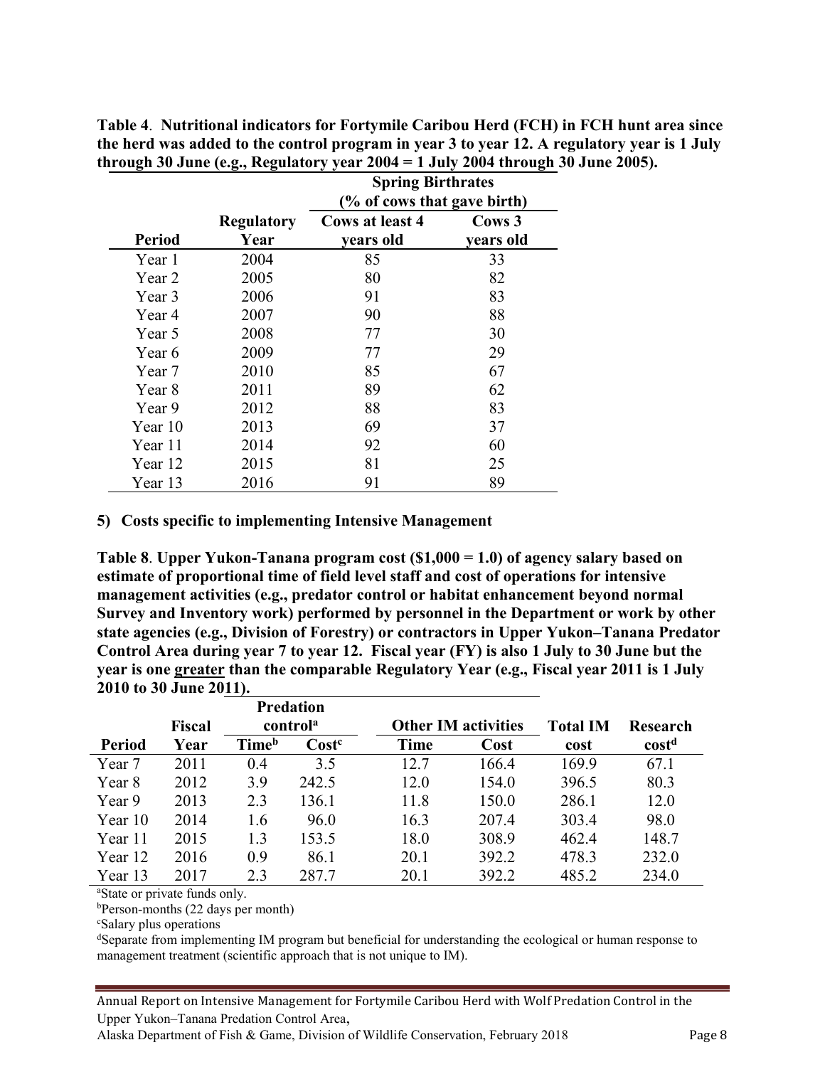**Table 4**. **Nutritional indicators for Fortymile Caribou Herd (FCH) in FCH hunt area since the herd was added to the control program in year 3 to year 12. A regulatory year is 1 July through 30 June (e.g., Regulatory year 2004 = 1 July 2004 through 30 June 2005).**

| | | Spring Birthrates (% of cows that gave birth) | |
|---|---|---|---|
| Period | Regulatory Year | Cows at least 4 years old | Cows 3 years old |
| Year 1 | 2004 | 85 | 33 |
| Year 2 | 2005 | 80 | 82 |
| Year 3 | 2006 | 91 | 83 |
| Year 4 | 2007 | 90 | 88 |
| Year 5 | 2008 | 77 | 30 |
| Year 6 | 2009 | 77 | 29 |
| Year 7 | 2010 | 85 | 67 |
| Year 8 | 2011 | 89 | 62 |
| Year 9 | 2012 | 88 | 83 |
| Year 10 | 2013 | 69 | 37 |
| Year 11 | 2014 | 92 | 60 |
| Year 12 | 2015 | 81 | 25 |
| Year 13 | 2016 | 91 | 89 |

### 5) Costs specific to implementing Intensive Management

**Table 8**. **Upper Yukon-Tanana program cost ($1,000 = 1.0) of agency salary based on estimate of proportional time of field level staff and cost of operations for intensive management activities (e.g., predator control or habitat enhancement beyond normal Survey and Inventory work) performed by personnel in the Department or work by other state agencies (e.g., Division of Forestry) or contractors in Upper Yukon–Tanana Predator Control Area during year 7 to year 12. Fiscal year (FY) is also 1 July to 30 June but the year is one greater than the comparable Regulatory Year (e.g., Fiscal year 2011 is 1 July 2010 to 30 June 2011).**

| | | Predation control[a] | | Other IM activities | | | |
|---|---|---|---|---|---|---|---|
| Period | Fiscal Year | Time[b] | Cost[c] | Time | Cost | Total IM cost | Research cost[d] |
| Year 7 | 2011 | 0.4 | 3.5 | 12.7 | 166.4 | 169.9 | 67.1 |
| Year 8 | 2012 | 3.9 | 242.5 | 12.0 | 154.0 | 396.5 | 80.3 |
| Year 9 | 2013 | 2.3 | 136.1 | 11.8 | 150.0 | 286.1 | 12.0 |
| Year 10 | 2014 | 1.6 | 96.0 | 16.3 | 207.4 | 303.4 | 98.0 |
| Year 11 | 2015 | 1.3 | 153.5 | 18.0 | 308.9 | 462.4 | 148.7 |
| Year 12 | 2016 | 0.9 | 86.1 | 20.1 | 392.2 | 478.3 | 232.0 |
| Year 13 | 2017 | 2.3 | 287.7 | 20.1 | 392.2 | 485.2 | 234.0 |

[a]State or private funds only.

[b]Person-months (22 days per month)

[c]Salary plus operations

[d]Separate from implementing IM program but beneficial for understanding the ecological or human response to management treatment (scientific approach that is not unique to IM).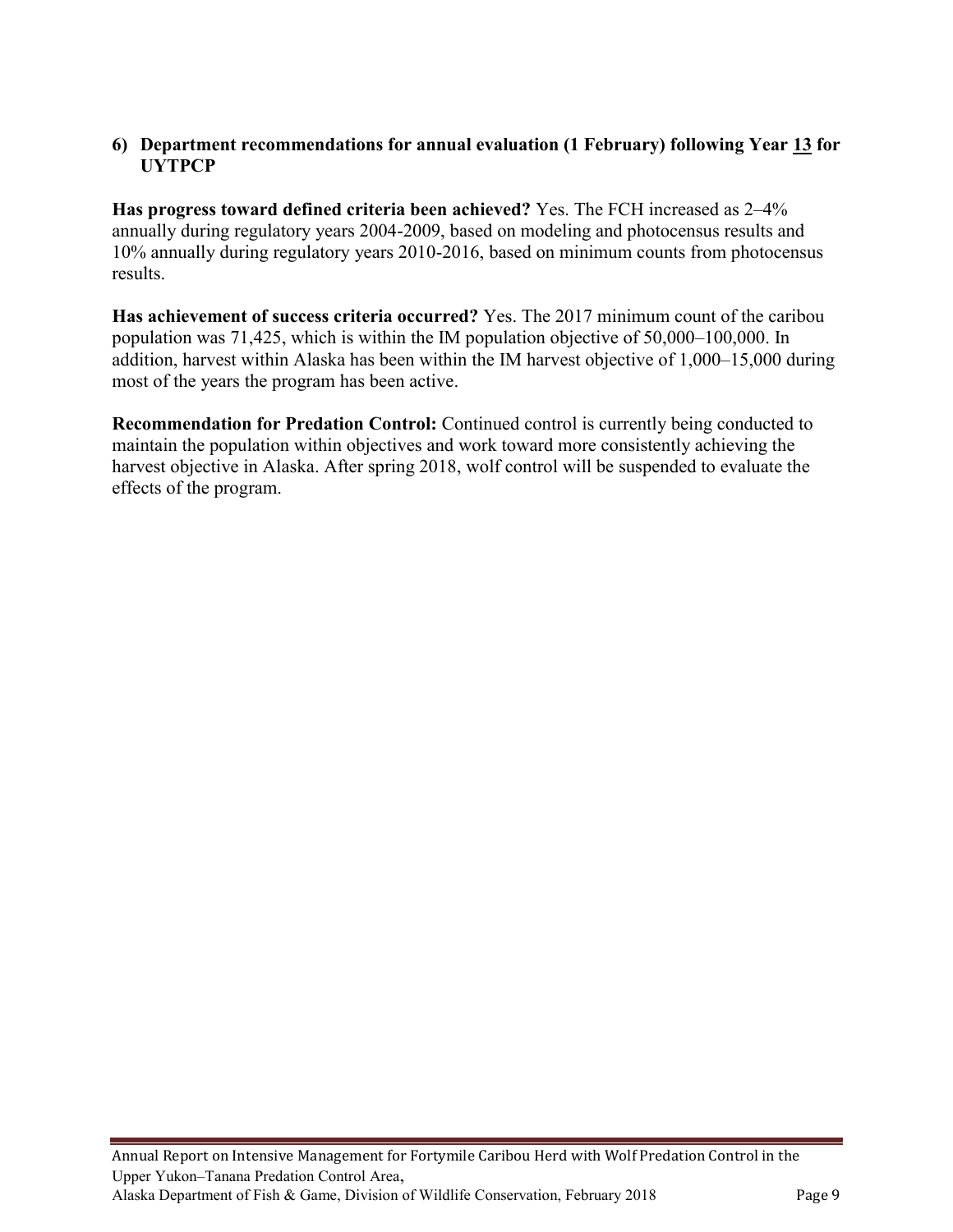### 6) Department recommendations for annual evaluation (1 February) following Year 13 for UYTPCP

**Has progress toward defined criteria been achieved?** Yes. The FCH increased as 2–4% annually during regulatory years 2004-2009, based on modeling and photocensus results and 10% annually during regulatory years 2010-2016, based on minimum counts from photocensus results.

**Has achievement of success criteria occurred?** Yes. The 2017 minimum count of the caribou population was 71,425, which is within the IM population objective of 50,000–100,000. In addition, harvest within Alaska has been within the IM harvest objective of 1,000–15,000 during most of the years the program has been active.

**Recommendation for Predation Control:** Continued control is currently being conducted to maintain the population within objectives and work toward more consistently achieving the harvest objective in Alaska. After spring 2018, wolf control will be suspended to evaluate the effects of the program.